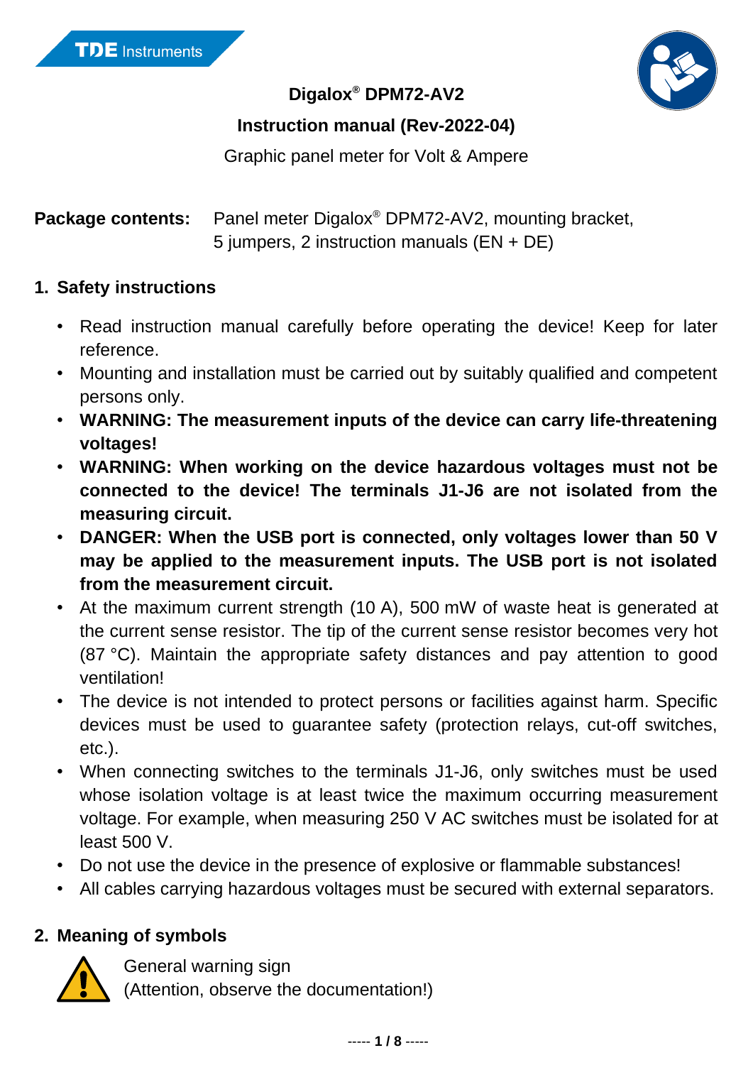TDE Instruments

# Digalox® DPM72-AV2

**Instruction manual (Rev-2022-04)**

Graphic panel meter for Volt & Ampere

**Package contents:** Panel meter Digalox® DPM72-AV2, mounting bracket, 5 jumpers, 2 instruction manuals (EN + DE)

## 1. Safety instructions

- Read instruction manual carefully before operating the device! Keep for later reference.
- Mounting and installation must be carried out by suitably qualified and competent persons only.
- **WARNING: The measurement inputs of the device can carry life-threatening voltages!**
- **WARNING: When working on the device hazardous voltages must not be connected to the device! The terminals J1-J6 are not isolated from the measuring circuit.**
- **DANGER: When the USB port is connected, only voltages lower than 50 V may be applied to the measurement inputs. The USB port is not isolated from the measurement circuit.**
- At the maximum current strength (10 A), 500 mW of waste heat is generated at the current sense resistor. The tip of the current sense resistor becomes very hot (87 °C). Maintain the appropriate safety distances and pay attention to good ventilation!
- The device is not intended to protect persons or facilities against harm. Specific devices must be used to guarantee safety (protection relays, cut-off switches, etc.).
- When connecting switches to the terminals J1-J6, only switches must be used whose isolation voltage is at least twice the maximum occurring measurement voltage. For example, when measuring 250 V AC switches must be isolated for at least 500 V.
- Do not use the device in the presence of explosive or flammable substances!
- All cables carrying hazardous voltages must be secured with external separators.

## 2. Meaning of symbols

General warning sign
(Attention, observe the documentation!)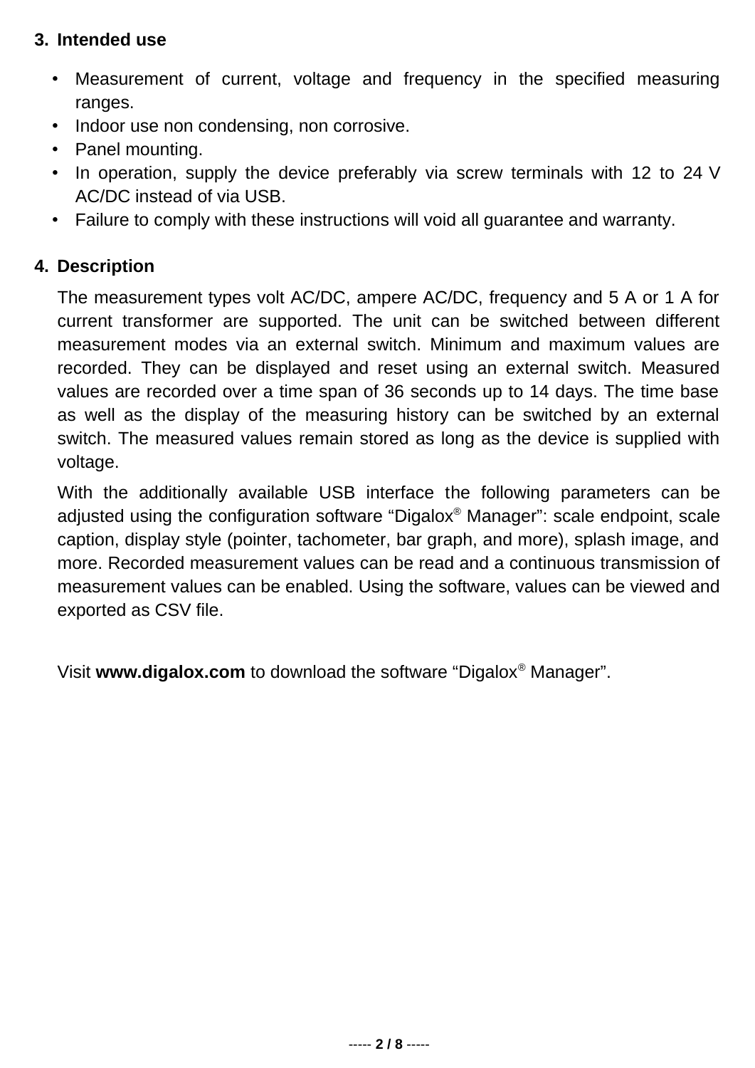## 3. Intended use

- Measurement of current, voltage and frequency in the specified measuring ranges.
- Indoor use non condensing, non corrosive.
- Panel mounting.
- In operation, supply the device preferably via screw terminals with 12 to 24 V AC/DC instead of via USB.
- Failure to comply with these instructions will void all guarantee and warranty.

## 4. Description

The measurement types volt AC/DC, ampere AC/DC, frequency and 5 A or 1 A for current transformer are supported. The unit can be switched between different measurement modes via an external switch. Minimum and maximum values are recorded. They can be displayed and reset using an external switch. Measured values are recorded over a time span of 36 seconds up to 14 days. The time base as well as the display of the measuring history can be switched by an external switch. The measured values remain stored as long as the device is supplied with voltage.

With the additionally available USB interface the following parameters can be adjusted using the configuration software “Digalox® Manager”: scale endpoint, scale caption, display style (pointer, tachometer, bar graph, and more), splash image, and more. Recorded measurement values can be read and a continuous transmission of measurement values can be enabled. Using the software, values can be viewed and exported as CSV file.

Visit **www.digalox.com** to download the software “Digalox® Manager”.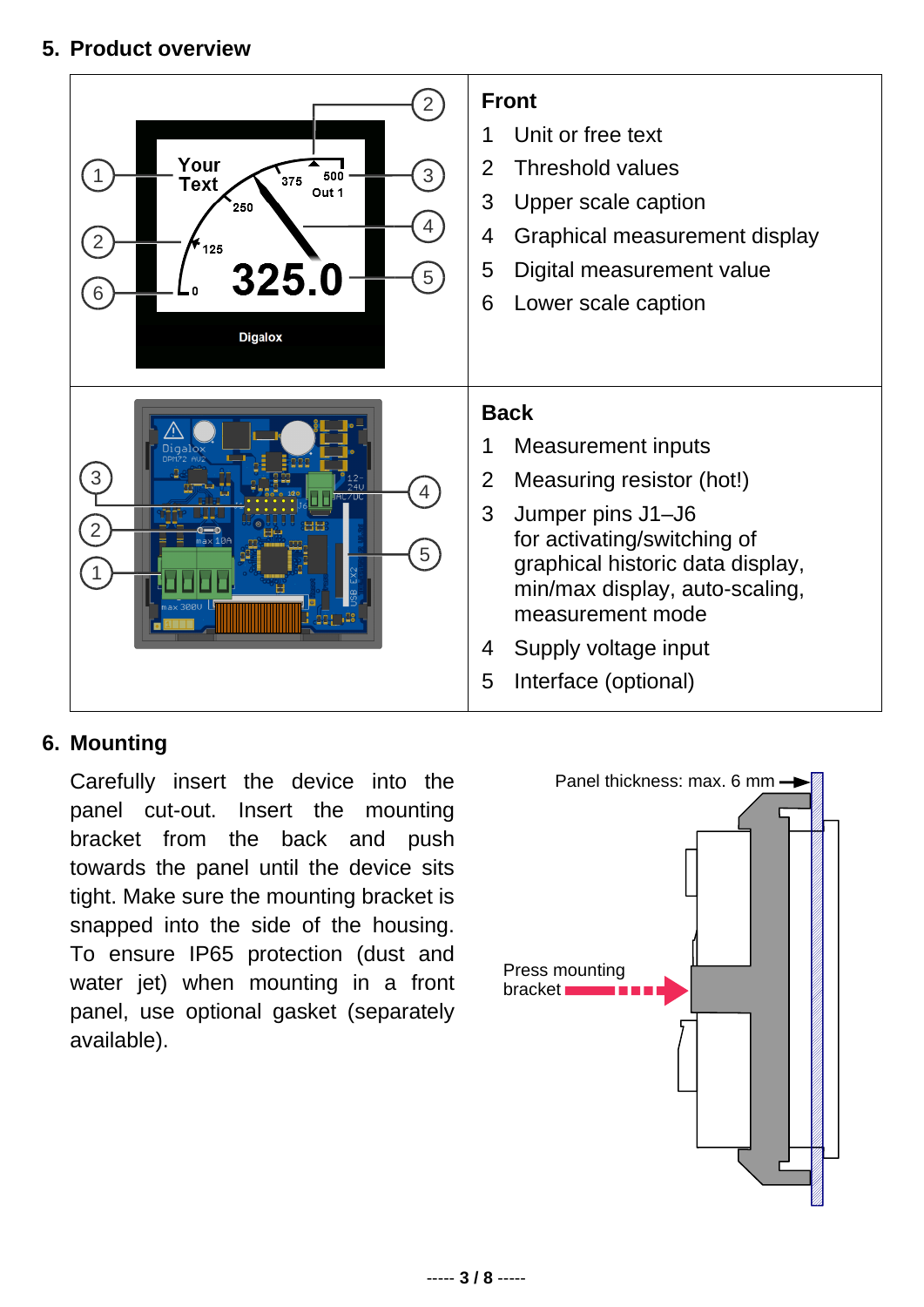## 5. Product overview

**Front**

1. Unit or free text
2. Threshold values
3. Upper scale caption
4. Graphical measurement display
5. Digital measurement value
6. Lower scale caption

**Back**

1. Measurement inputs
2. Measuring resistor (hot!)
3. Jumper pins J1–J6 for activating/switching of graphical historic data display, min/max display, auto-scaling, measurement mode
4. Supply voltage input
5. Interface (optional)

## 6. Mounting

Carefully insert the device into the panel cut-out. Insert the mounting bracket from the back and push towards the panel until the device sits tight. Make sure the mounting bracket is snapped into the side of the housing. To ensure IP65 protection (dust and water jet) when mounting in a front panel, use optional gasket (separately available).

Panel thickness: max. 6 mm

Press mounting bracket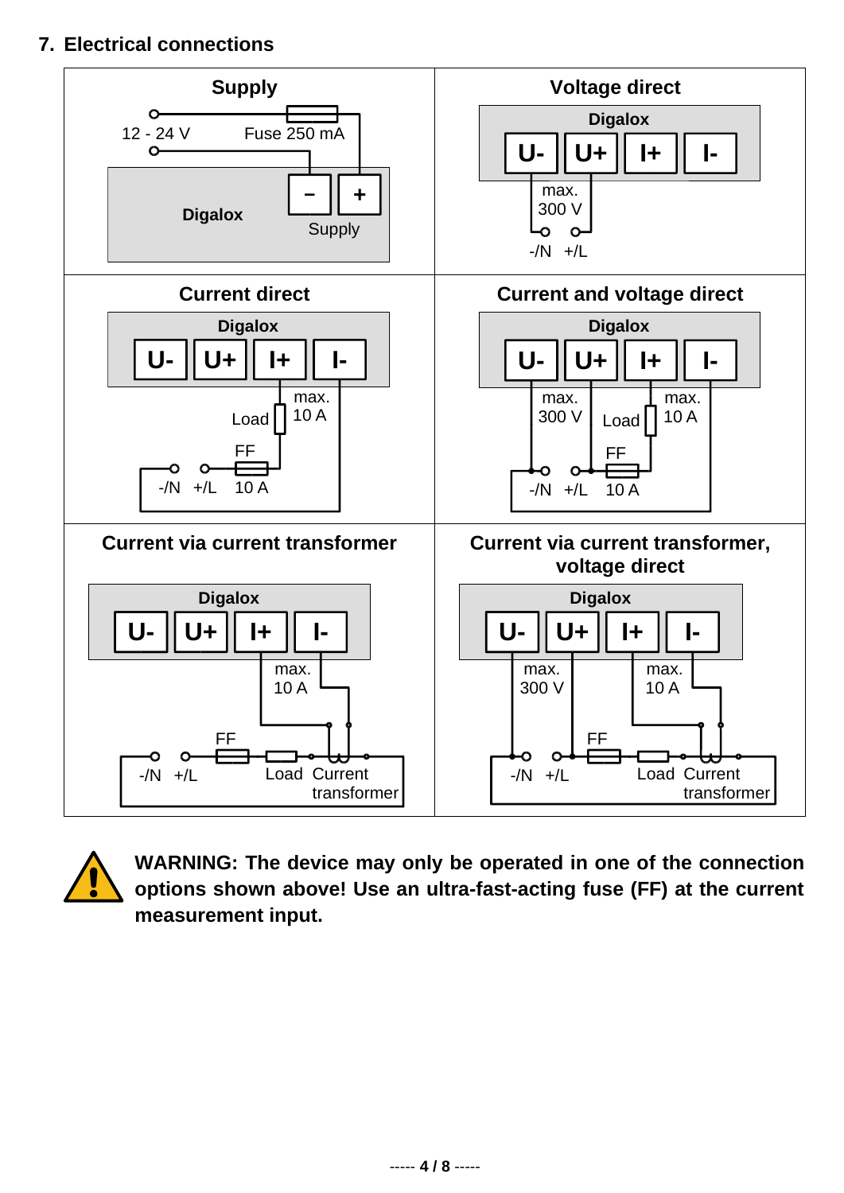## 7. Electrical connections

**Supply**

12 - 24 V — Fuse 250 mA

Digalox: − + Supply

**Voltage direct**

Digalox: U- U+ I+ I-

max. 300 V

-/N +/L

**Current direct**

Digalox: U- U+ I+ I-

Load — max. 10 A

FF

-/N +/L 10 A

**Current and voltage direct**

Digalox: U- U+ I+ I-

max. 300 V — Load — max. 10 A

FF

-/N +/L 10 A

**Current via current transformer**

Digalox: U- U+ I+ I-

max. 10 A

FF

-/N +/L Load Current transformer

**Current via current transformer, voltage direct**

Digalox: U- U+ I+ I-

max. 300 V — max. 10 A

FF

-/N +/L Load Current transformer

**WARNING: The device may only be operated in one of the connection options shown above! Use an ultra-fast-acting fuse (FF) at the current measurement input.**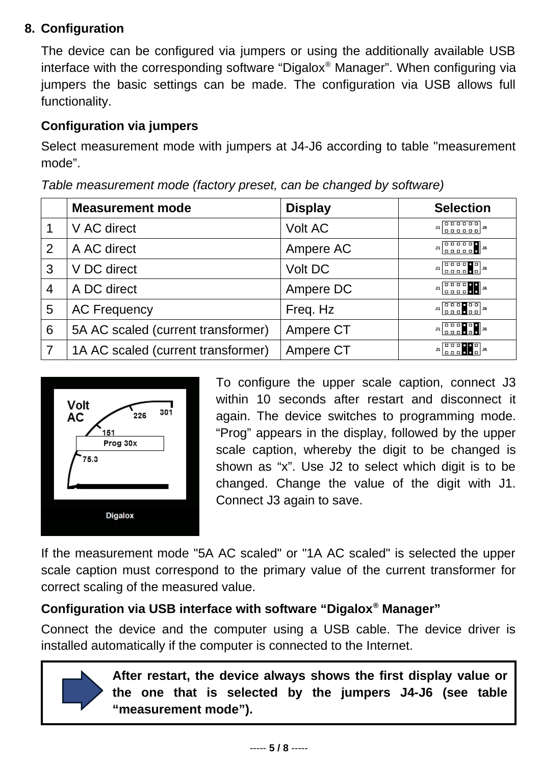## 8. Configuration

The device can be configured via jumpers or using the additionally available USB interface with the corresponding software "Digalox® Manager". When configuring via jumpers the basic settings can be made. The configuration via USB allows full functionality.

### Configuration via jumpers

Select measurement mode with jumpers at J4-J6 according to table "measurement mode".

*Table measurement mode (factory preset, can be changed by software)*

| | Measurement mode | Display | Selection |
|---|---|---|---|
| 1 | V AC direct | Volt AC | J1 ▫▫▫▫▫▫ J6 |
| 2 | A AC direct | Ampere AC | J1 ▫▫▫▫▫■ J6 |
| 3 | V DC direct | Volt DC | J1 ▫▫▫▫■▫ J6 |
| 4 | A DC direct | Ampere DC | J1 ▫▫▫▫■■ J6 |
| 5 | AC Frequency | Freq. Hz | J1 ▫▫▫■▫▫ J6 |
| 6 | 5A AC scaled (current transformer) | Ampere CT | J1 ▫▫▫■▫■ J6 |
| 7 | 1A AC scaled (current transformer) | Ampere CT | J1 ▫▫▫■■▫ J6 |

To configure the upper scale caption, connect J3 within 10 seconds after restart and disconnect it again. The device switches to programming mode. "Prog" appears in the display, followed by the upper scale caption, whereby the digit to be changed is shown as "x". Use J2 to select which digit is to be changed. Change the value of the digit with J1. Connect J3 again to save.

If the measurement mode "5A AC scaled" or "1A AC scaled" is selected the upper scale caption must correspond to the primary value of the current transformer for correct scaling of the measured value.

### Configuration via USB interface with software "Digalox® Manager"

Connect the device and the computer using a USB cable. The device driver is installed automatically if the computer is connected to the Internet.

**After restart, the device always shows the first display value or the one that is selected by the jumpers J4-J6 (see table "measurement mode").**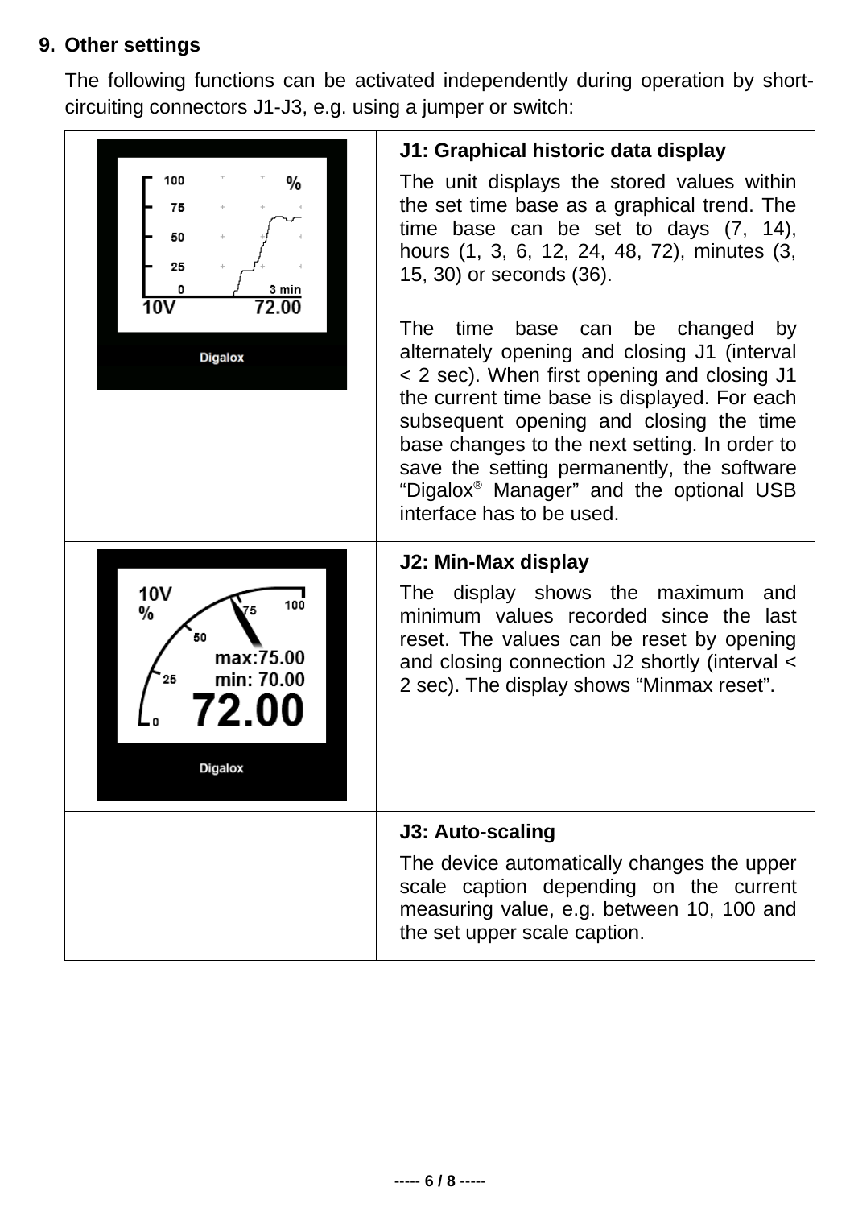## 9. Other settings

The following functions can be activated independently during operation by short-circuiting connectors J1-J3, e.g. using a jumper or switch:

| | |
|---|---|
| | **J1: Graphical historic data display**<br><br>The unit displays the stored values within the set time base as a graphical trend. The time base can be set to days (7, 14), hours (1, 3, 6, 12, 24, 48, 72), minutes (3, 15, 30) or seconds (36).<br><br>The time base can be changed by alternately opening and closing J1 (interval < 2 sec). When first opening and closing J1 the current time base is displayed. For each subsequent opening and closing the time base changes to the next setting. In order to save the setting permanently, the software "Digalox® Manager" and the optional USB interface has to be used. |
| | **J2: Min-Max display**<br><br>The display shows the maximum and minimum values recorded since the last reset. The values can be reset by opening and closing connection J2 shortly (interval < 2 sec). The display shows "Minmax reset". |
| | **J3: Auto-scaling**<br><br>The device automatically changes the upper scale caption depending on the current measuring value, e.g. between 10, 100 and the set upper scale caption. |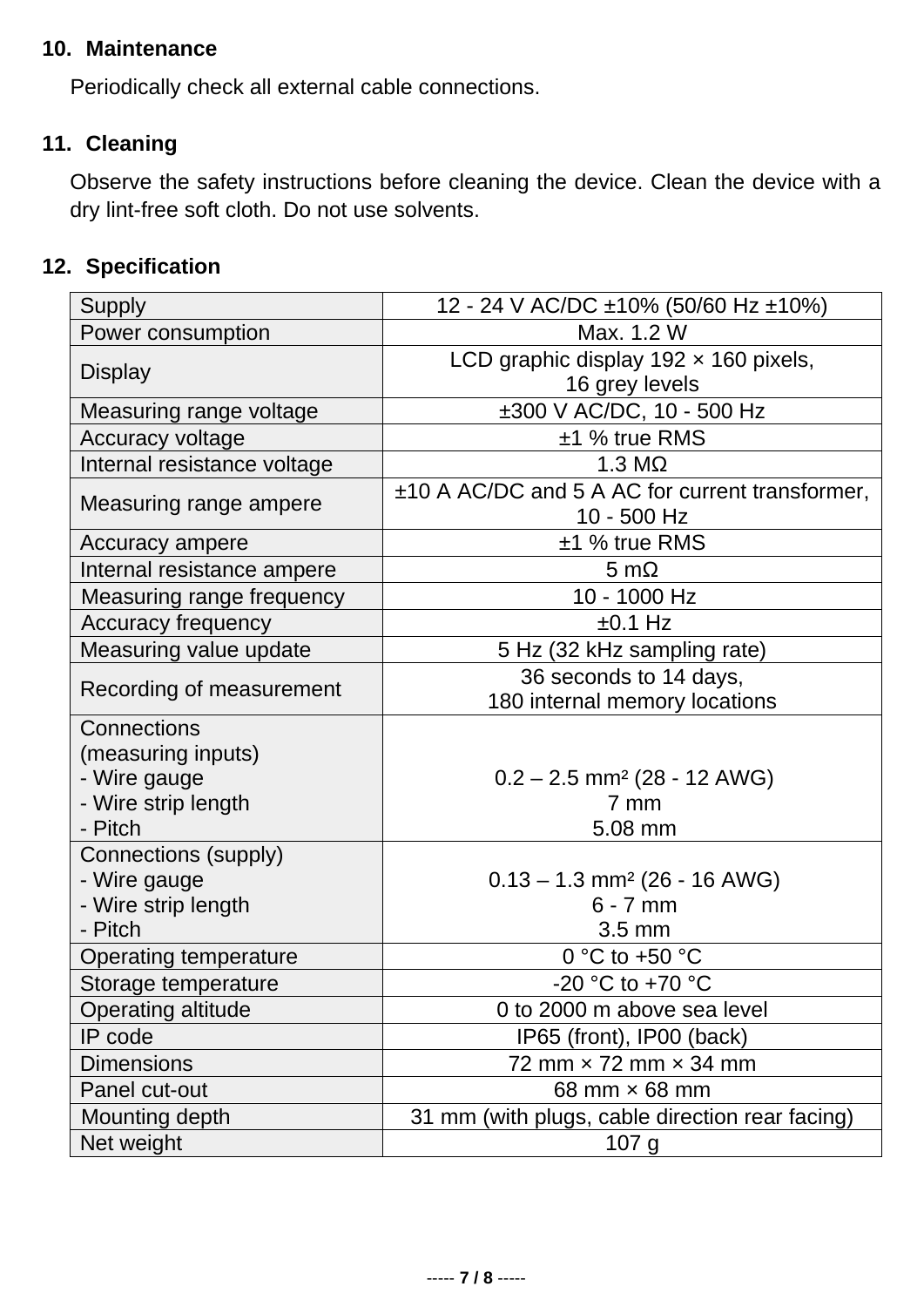## 10. Maintenance

Periodically check all external cable connections.

## 11. Cleaning

Observe the safety instructions before cleaning the device. Clean the device with a dry lint-free soft cloth. Do not use solvents.

## 12. Specification

| | |
|---|---|
| Supply | 12 - 24 V AC/DC ±10% (50/60 Hz ±10%) |
| Power consumption | Max. 1.2 W |
| Display | LCD graphic display 192 × 160 pixels, 16 grey levels |
| Measuring range voltage | ±300 V AC/DC, 10 - 500 Hz |
| Accuracy voltage | ±1 % true RMS |
| Internal resistance voltage | 1.3 MΩ |
| Measuring range ampere | ±10 A AC/DC and 5 A AC for current transformer, 10 - 500 Hz |
| Accuracy ampere | ±1 % true RMS |
| Internal resistance ampere | 5 mΩ |
| Measuring range frequency | 10 - 1000 Hz |
| Accuracy frequency | ±0.1 Hz |
| Measuring value update | 5 Hz (32 kHz sampling rate) |
| Recording of measurement | 36 seconds to 14 days, 180 internal memory locations |
| Connections (measuring inputs)<br>- Wire gauge<br>- Wire strip length<br>- Pitch | <br><br>0.2 – 2.5 mm² (28 - 12 AWG)<br>7 mm<br>5.08 mm |
| Connections (supply)<br>- Wire gauge<br>- Wire strip length<br>- Pitch | <br>0.13 – 1.3 mm² (26 - 16 AWG)<br>6 - 7 mm<br>3.5 mm |
| Operating temperature | 0 °C to +50 °C |
| Storage temperature | -20 °C to +70 °C |
| Operating altitude | 0 to 2000 m above sea level |
| IP code | IP65 (front), IP00 (back) |
| Dimensions | 72 mm × 72 mm × 34 mm |
| Panel cut-out | 68 mm × 68 mm |
| Mounting depth | 31 mm (with plugs, cable direction rear facing) |
| Net weight | 107 g |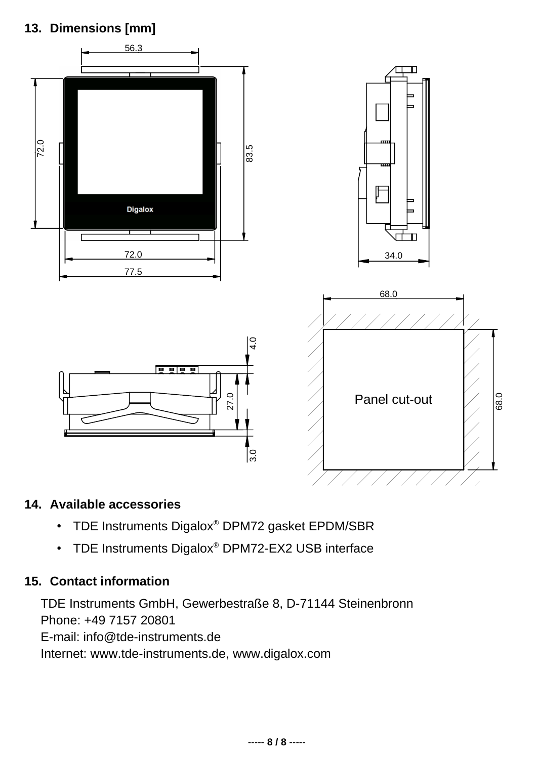## 13. Dimensions [mm]

56.3

72.0

83.5

Digalox

72.0

77.5

34.0

68.0

4.0

27.0

3.0

Panel cut-out

68.0

## 14. Available accessories

- TDE Instruments Digalox® DPM72 gasket EPDM/SBR
- TDE Instruments Digalox® DPM72-EX2 USB interface

## 15. Contact information

TDE Instruments GmbH, Gewerbestraße 8, D-71144 Steinenbronn
Phone: +49 7157 20801
E-mail: info@tde-instruments.de
Internet: www.tde-instruments.de, www.digalox.com